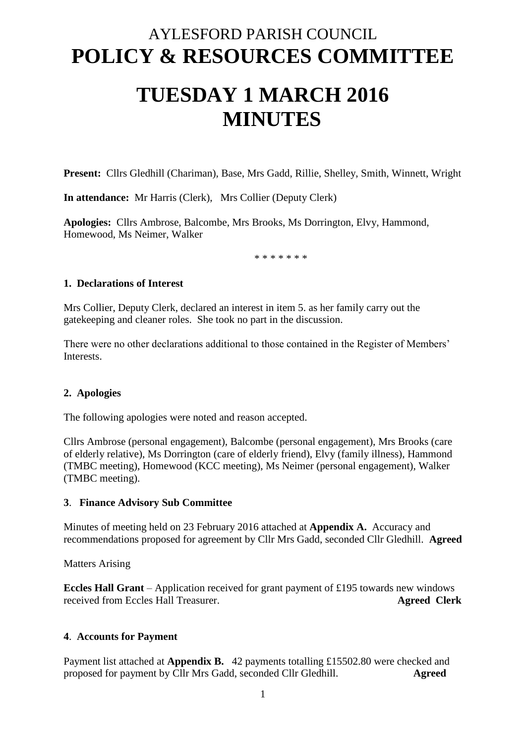# AYLESFORD PARISH COUNCIL

# POLICY & RESOURCES COMMITTEE

# TUESDAY 1 MARCH 2016
# MINUTES

**Present:** Cllrs Gledhill (Chariman), Base, Mrs Gadd, Rillie, Shelley, Smith, Winnett, Wright

**In attendance:** Mr Harris (Clerk), Mrs Collier (Deputy Clerk)

**Apologies:** Cllrs Ambrose, Balcombe, Mrs Brooks, Ms Dorrington, Elvy, Hammond, Homewood, Ms Neimer, Walker

\* \* \* \* \* \* \*

### 1. Declarations of Interest

Mrs Collier, Deputy Clerk, declared an interest in item 5. as her family carry out the gatekeeping and cleaner roles. She took no part in the discussion.

There were no other declarations additional to those contained in the Register of Members' Interests.

### 2. Apologies

The following apologies were noted and reason accepted.

Cllrs Ambrose (personal engagement), Balcombe (personal engagement), Mrs Brooks (care of elderly relative), Ms Dorrington (care of elderly friend), Elvy (family illness), Hammond (TMBC meeting), Homewood (KCC meeting), Ms Neimer (personal engagement), Walker (TMBC meeting).

### 3. Finance Advisory Sub Committee

Minutes of meeting held on 23 February 2016 attached at **Appendix A.** Accuracy and recommendations proposed for agreement by Cllr Mrs Gadd, seconded Cllr Gledhill. **Agreed**

Matters Arising

**Eccles Hall Grant** – Application received for grant payment of £195 towards new windows received from Eccles Hall Treasurer. **Agreed Clerk**

### 4. Accounts for Payment

Payment list attached at **Appendix B.** 42 payments totalling £15502.80 were checked and proposed for payment by Cllr Mrs Gadd, seconded Cllr Gledhill. **Agreed**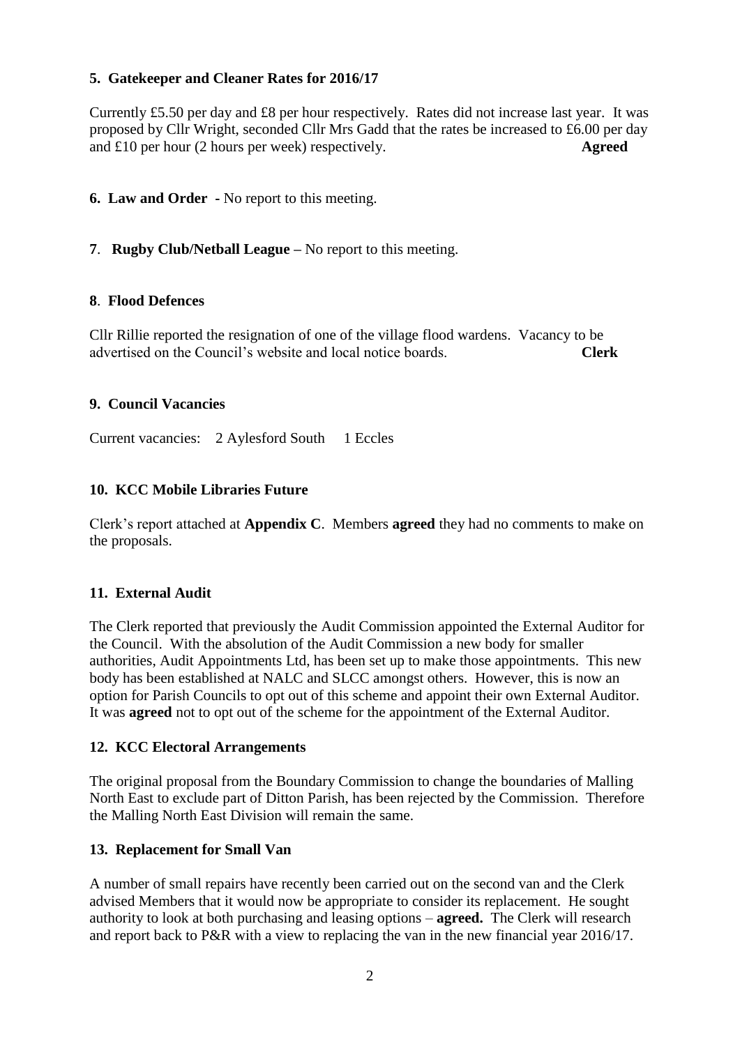**5. Gatekeeper and Cleaner Rates for 2016/17**

Currently £5.50 per day and £8 per hour respectively. Rates did not increase last year. It was proposed by Cllr Wright, seconded Cllr Mrs Gadd that the rates be increased to £6.00 per day and £10 per hour (2 hours per week) respectively. **Agreed**

**6. Law and Order -** No report to this meeting.

**7. Rugby Club/Netball League –** No report to this meeting.

**8. Flood Defences**

Cllr Rillie reported the resignation of one of the village flood wardens. Vacancy to be advertised on the Council's website and local notice boards. **Clerk**

**9. Council Vacancies**

Current vacancies: 2 Aylesford South 1 Eccles

**10. KCC Mobile Libraries Future**

Clerk's report attached at **Appendix C**. Members **agreed** they had no comments to make on the proposals.

**11. External Audit**

The Clerk reported that previously the Audit Commission appointed the External Auditor for the Council. With the absolution of the Audit Commission a new body for smaller authorities, Audit Appointments Ltd, has been set up to make those appointments. This new body has been established at NALC and SLCC amongst others. However, this is now an option for Parish Councils to opt out of this scheme and appoint their own External Auditor. It was **agreed** not to opt out of the scheme for the appointment of the External Auditor.

**12. KCC Electoral Arrangements**

The original proposal from the Boundary Commission to change the boundaries of Malling North East to exclude part of Ditton Parish, has been rejected by the Commission. Therefore the Malling North East Division will remain the same.

**13. Replacement for Small Van**

A number of small repairs have recently been carried out on the second van and the Clerk advised Members that it would now be appropriate to consider its replacement. He sought authority to look at both purchasing and leasing options – **agreed.** The Clerk will research and report back to P&R with a view to replacing the van in the new financial year 2016/17.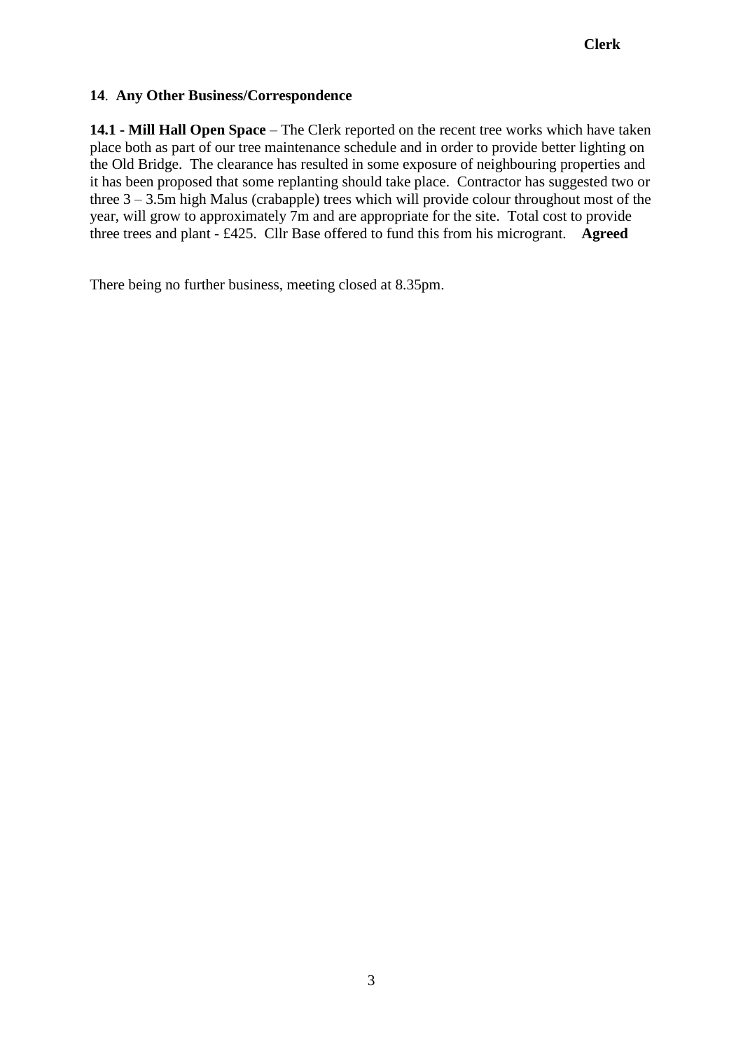**Clerk**

**14**. **Any Other Business/Correspondence**

**14.1 - Mill Hall Open Space** – The Clerk reported on the recent tree works which have taken place both as part of our tree maintenance schedule and in order to provide better lighting on the Old Bridge. The clearance has resulted in some exposure of neighbouring properties and it has been proposed that some replanting should take place. Contractor has suggested two or three 3 – 3.5m high Malus (crabapple) trees which will provide colour throughout most of the year, will grow to approximately 7m and are appropriate for the site. Total cost to provide three trees and plant - £425. Cllr Base offered to fund this from his microgrant. **Agreed**

There being no further business, meeting closed at 8.35pm.